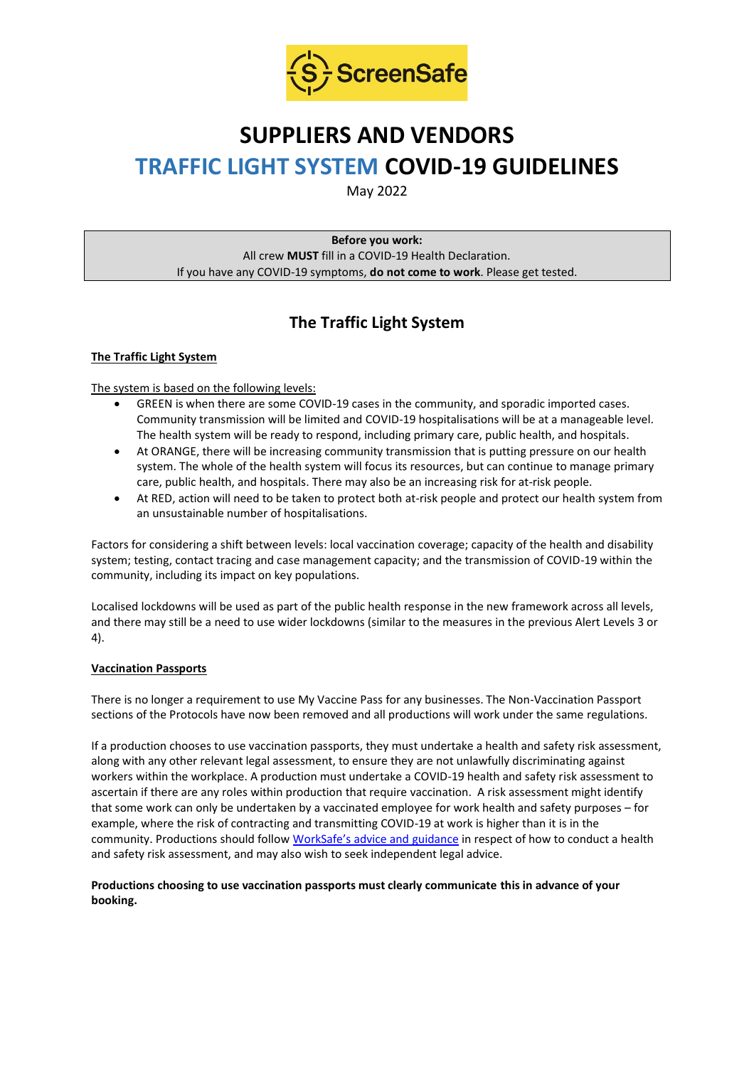ScreenSafe

# SUPPLIERS AND VENDORS
# TRAFFIC LIGHT SYSTEM COVID-19 GUIDELINES

May 2022

**Before you work:**
All crew **MUST** fill in a COVID-19 Health Declaration.
If you have any COVID-19 symptoms, **do not come to work**. Please get tested.

## The Traffic Light System

### The Traffic Light System

The system is based on the following levels:

- GREEN is when there are some COVID-19 cases in the community, and sporadic imported cases. Community transmission will be limited and COVID-19 hospitalisations will be at a manageable level. The health system will be ready to respond, including primary care, public health, and hospitals.
- At ORANGE, there will be increasing community transmission that is putting pressure on our health system. The whole of the health system will focus its resources, but can continue to manage primary care, public health, and hospitals. There may also be an increasing risk for at-risk people.
- At RED, action will need to be taken to protect both at-risk people and protect our health system from an unsustainable number of hospitalisations.

Factors for considering a shift between levels: local vaccination coverage; capacity of the health and disability system; testing, contact tracing and case management capacity; and the transmission of COVID-19 within the community, including its impact on key populations.

Localised lockdowns will be used as part of the public health response in the new framework across all levels, and there may still be a need to use wider lockdowns (similar to the measures in the previous Alert Levels 3 or 4).

### Vaccination Passports

There is no longer a requirement to use My Vaccine Pass for any businesses. The Non-Vaccination Passport sections of the Protocols have now been removed and all productions will work under the same regulations.

If a production chooses to use vaccination passports, they must undertake a health and safety risk assessment, along with any other relevant legal assessment, to ensure they are not unlawfully discriminating against workers within the workplace. A production must undertake a COVID-19 health and safety risk assessment to ascertain if there are any roles within production that require vaccination. A risk assessment might identify that some work can only be undertaken by a vaccinated employee for work health and safety purposes – for example, where the risk of contracting and transmitting COVID-19 at work is higher than it is in the community. Productions should follow WorkSafe's advice and guidance in respect of how to conduct a health and safety risk assessment, and may also wish to seek independent legal advice.

**Productions choosing to use vaccination passports must clearly communicate this in advance of your booking.**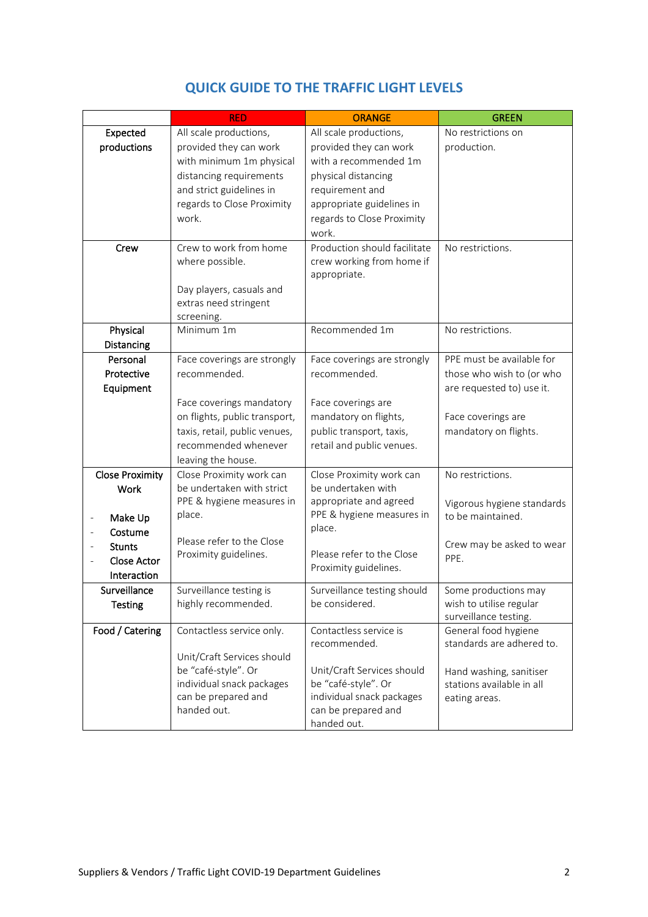## QUICK GUIDE TO THE TRAFFIC LIGHT LEVELS

| | RED | ORANGE | GREEN |
|---|---|---|---|
| **Expected productions** | All scale productions, provided they can work with minimum 1m physical distancing requirements and strict guidelines in regards to Close Proximity work. | All scale productions, provided they can work with a recommended 1m physical distancing requirement and appropriate guidelines in regards to Close Proximity work. | No restrictions on production. |
| **Crew** | Crew to work from home where possible.<br><br>Day players, casuals and extras need stringent screening. | Production should facilitate crew working from home if appropriate. | No restrictions. |
| **Physical Distancing** | Minimum 1m | Recommended 1m | No restrictions. |
| **Personal Protective Equipment** | Face coverings are strongly recommended.<br><br>Face coverings mandatory on flights, public transport, taxis, retail, public venues, recommended whenever leaving the house. | Face coverings are strongly recommended.<br><br>Face coverings are mandatory on flights, public transport, taxis, retail and public venues. | PPE must be available for those who wish to (or who are requested to) use it.<br><br>Face coverings are mandatory on flights. |
| **Close Proximity Work**<br><br>- Make Up<br>- Costume<br>- Stunts<br>- Close Actor Interaction | Close Proximity work can be undertaken with strict PPE & hygiene measures in place.<br><br>Please refer to the Close Proximity guidelines. | Close Proximity work can be undertaken with appropriate and agreed PPE & hygiene measures in place.<br><br>Please refer to the Close Proximity guidelines. | No restrictions.<br><br>Vigorous hygiene standards to be maintained.<br><br>Crew may be asked to wear PPE. |
| **Surveillance Testing** | Surveillance testing is highly recommended. | Surveillance testing should be considered. | Some productions may wish to utilise regular surveillance testing. |
| **Food / Catering** | Contactless service only.<br><br>Unit/Craft Services should be "café-style". Or individual snack packages can be prepared and handed out. | Contactless service is recommended.<br><br>Unit/Craft Services should be "café-style". Or individual snack packages can be prepared and handed out. | General food hygiene standards are adhered to.<br><br>Hand washing, sanitiser stations available in all eating areas. |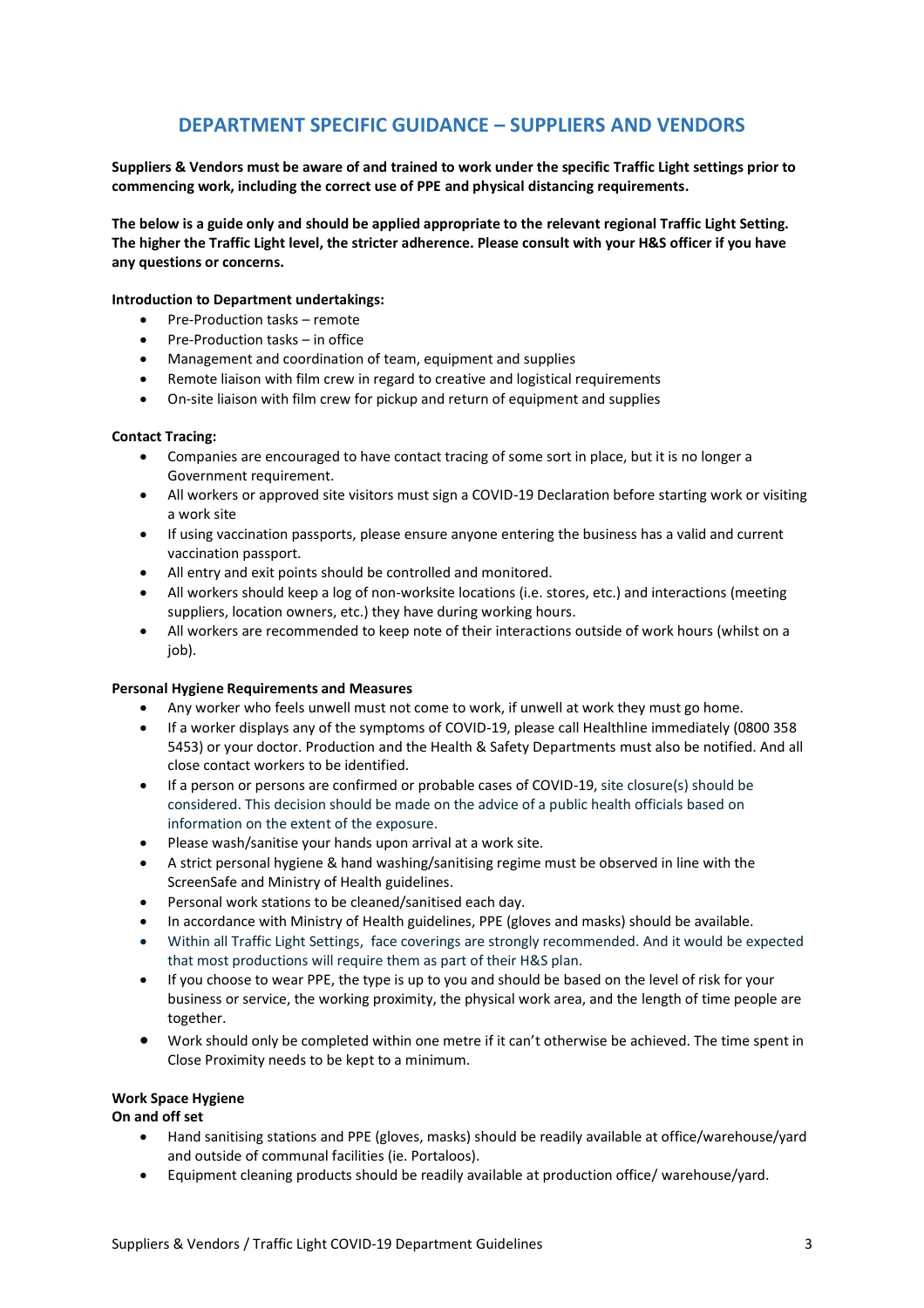# DEPARTMENT SPECIFIC GUIDANCE – SUPPLIERS AND VENDORS

**Suppliers & Vendors must be aware of and trained to work under the specific Traffic Light settings prior to commencing work, including the correct use of PPE and physical distancing requirements.**

**The below is a guide only and should be applied appropriate to the relevant regional Traffic Light Setting. The higher the Traffic Light level, the stricter adherence. Please consult with your H&S officer if you have any questions or concerns.**

**Introduction to Department undertakings:**

- Pre-Production tasks – remote
- Pre-Production tasks – in office
- Management and coordination of team, equipment and supplies
- Remote liaison with film crew in regard to creative and logistical requirements
- On-site liaison with film crew for pickup and return of equipment and supplies

**Contact Tracing:**

- Companies are encouraged to have contact tracing of some sort in place, but it is no longer a Government requirement.
- All workers or approved site visitors must sign a COVID-19 Declaration before starting work or visiting a work site
- If using vaccination passports, please ensure anyone entering the business has a valid and current vaccination passport.
- All entry and exit points should be controlled and monitored.
- All workers should keep a log of non-worksite locations (i.e. stores, etc.) and interactions (meeting suppliers, location owners, etc.) they have during working hours.
- All workers are recommended to keep note of their interactions outside of work hours (whilst on a job).

**Personal Hygiene Requirements and Measures**

- Any worker who feels unwell must not come to work, if unwell at work they must go home.
- If a worker displays any of the symptoms of COVID-19, please call Healthline immediately (0800 358 5453) or your doctor. Production and the Health & Safety Departments must also be notified. And all close contact workers to be identified.
- If a person or persons are confirmed or probable cases of COVID-19, site closure(s) should be considered. This decision should be made on the advice of a public health officials based on information on the extent of the exposure.
- Please wash/sanitise your hands upon arrival at a work site.
- A strict personal hygiene & hand washing/sanitising regime must be observed in line with the ScreenSafe and Ministry of Health guidelines.
- Personal work stations to be cleaned/sanitised each day.
- In accordance with Ministry of Health guidelines, PPE (gloves and masks) should be available.
- Within all Traffic Light Settings, face coverings are strongly recommended. And it would be expected that most productions will require them as part of their H&S plan.
- If you choose to wear PPE, the type is up to you and should be based on the level of risk for your business or service, the working proximity, the physical work area, and the length of time people are together.
- Work should only be completed within one metre if it can't otherwise be achieved. The time spent in Close Proximity needs to be kept to a minimum.

**Work Space Hygiene**
**On and off set**

- Hand sanitising stations and PPE (gloves, masks) should be readily available at office/warehouse/yard and outside of communal facilities (ie. Portaloos).
- Equipment cleaning products should be readily available at production office/ warehouse/yard.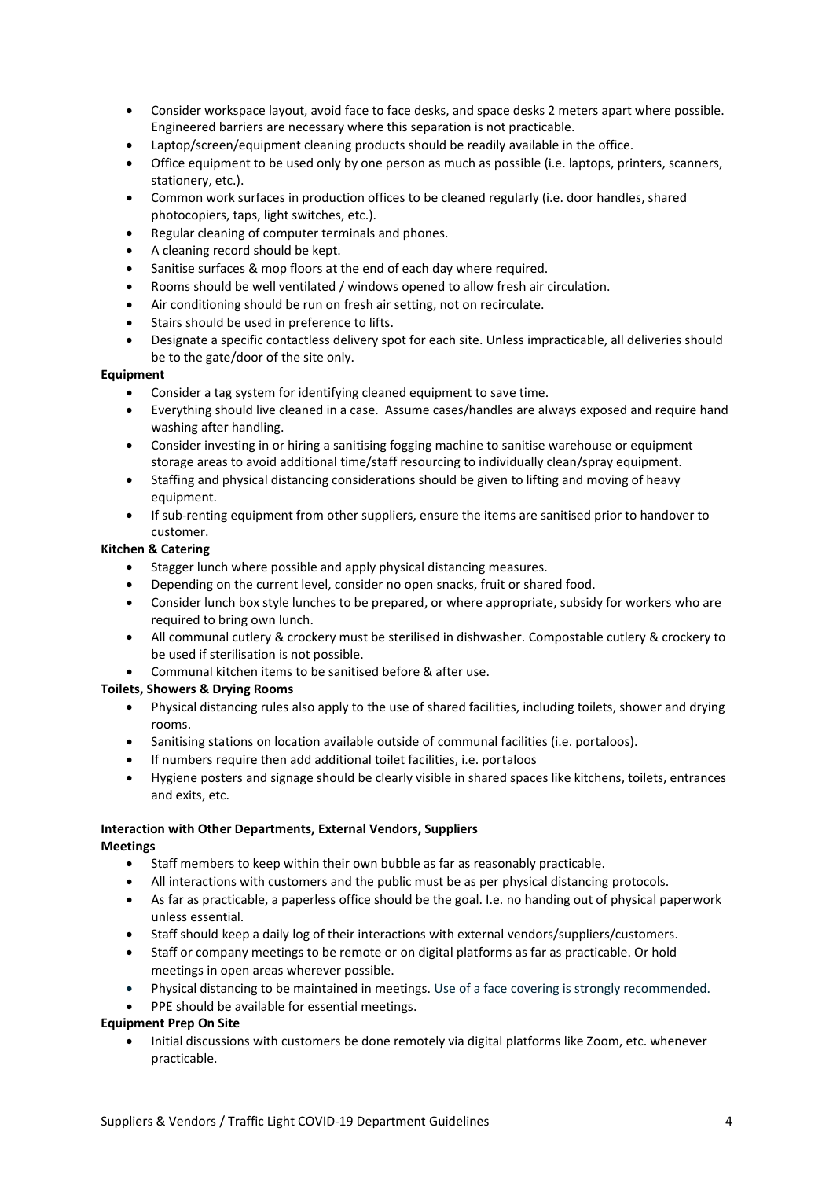- Consider workspace layout, avoid face to face desks, and space desks 2 meters apart where possible. Engineered barriers are necessary where this separation is not practicable.
- Laptop/screen/equipment cleaning products should be readily available in the office.
- Office equipment to be used only by one person as much as possible (i.e. laptops, printers, scanners, stationery, etc.).
- Common work surfaces in production offices to be cleaned regularly (i.e. door handles, shared photocopiers, taps, light switches, etc.).
- Regular cleaning of computer terminals and phones.
- A cleaning record should be kept.
- Sanitise surfaces & mop floors at the end of each day where required.
- Rooms should be well ventilated / windows opened to allow fresh air circulation.
- Air conditioning should be run on fresh air setting, not on recirculate.
- Stairs should be used in preference to lifts.
- Designate a specific contactless delivery spot for each site. Unless impracticable, all deliveries should be to the gate/door of the site only.

**Equipment**

- Consider a tag system for identifying cleaned equipment to save time.
- Everything should live cleaned in a case. Assume cases/handles are always exposed and require hand washing after handling.
- Consider investing in or hiring a sanitising fogging machine to sanitise warehouse or equipment storage areas to avoid additional time/staff resourcing to individually clean/spray equipment.
- Staffing and physical distancing considerations should be given to lifting and moving of heavy equipment.
- If sub-renting equipment from other suppliers, ensure the items are sanitised prior to handover to customer.

**Kitchen & Catering**

- Stagger lunch where possible and apply physical distancing measures.
- Depending on the current level, consider no open snacks, fruit or shared food.
- Consider lunch box style lunches to be prepared, or where appropriate, subsidy for workers who are required to bring own lunch.
- All communal cutlery & crockery must be sterilised in dishwasher. Compostable cutlery & crockery to be used if sterilisation is not possible.
- Communal kitchen items to be sanitised before & after use.

**Toilets, Showers & Drying Rooms**

- Physical distancing rules also apply to the use of shared facilities, including toilets, shower and drying rooms.
- Sanitising stations on location available outside of communal facilities (i.e. portaloos).
- If numbers require then add additional toilet facilities, i.e. portaloos
- Hygiene posters and signage should be clearly visible in shared spaces like kitchens, toilets, entrances and exits, etc.

**Interaction with Other Departments, External Vendors, Suppliers**

**Meetings**

- Staff members to keep within their own bubble as far as reasonably practicable.
- All interactions with customers and the public must be as per physical distancing protocols.
- As far as practicable, a paperless office should be the goal. I.e. no handing out of physical paperwork unless essential.
- Staff should keep a daily log of their interactions with external vendors/suppliers/customers.
- Staff or company meetings to be remote or on digital platforms as far as practicable. Or hold meetings in open areas wherever possible.
- Physical distancing to be maintained in meetings. Use of a face covering is strongly recommended.
- PPE should be available for essential meetings.

**Equipment Prep On Site**

- Initial discussions with customers be done remotely via digital platforms like Zoom, etc. whenever practicable.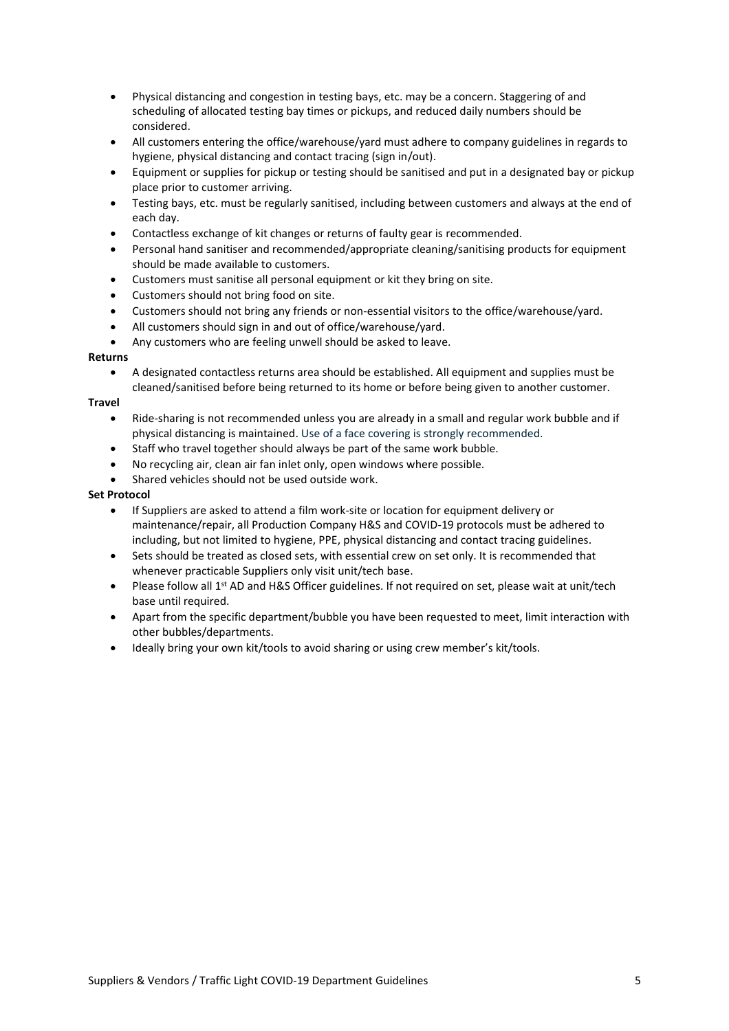- Physical distancing and congestion in testing bays, etc. may be a concern. Staggering of and scheduling of allocated testing bay times or pickups, and reduced daily numbers should be considered.
- All customers entering the office/warehouse/yard must adhere to company guidelines in regards to hygiene, physical distancing and contact tracing (sign in/out).
- Equipment or supplies for pickup or testing should be sanitised and put in a designated bay or pickup place prior to customer arriving.
- Testing bays, etc. must be regularly sanitised, including between customers and always at the end of each day.
- Contactless exchange of kit changes or returns of faulty gear is recommended.
- Personal hand sanitiser and recommended/appropriate cleaning/sanitising products for equipment should be made available to customers.
- Customers must sanitise all personal equipment or kit they bring on site.
- Customers should not bring food on site.
- Customers should not bring any friends or non-essential visitors to the office/warehouse/yard.
- All customers should sign in and out of office/warehouse/yard.
- Any customers who are feeling unwell should be asked to leave.

**Returns**

- A designated contactless returns area should be established. All equipment and supplies must be cleaned/sanitised before being returned to its home or before being given to another customer.

**Travel**

- Ride-sharing is not recommended unless you are already in a small and regular work bubble and if physical distancing is maintained. Use of a face covering is strongly recommended.
- Staff who travel together should always be part of the same work bubble.
- No recycling air, clean air fan inlet only, open windows where possible.
- Shared vehicles should not be used outside work.

**Set Protocol**

- If Suppliers are asked to attend a film work-site or location for equipment delivery or maintenance/repair, all Production Company H&S and COVID-19 protocols must be adhered to including, but not limited to hygiene, PPE, physical distancing and contact tracing guidelines.
- Sets should be treated as closed sets, with essential crew on set only. It is recommended that whenever practicable Suppliers only visit unit/tech base.
- Please follow all 1st AD and H&S Officer guidelines. If not required on set, please wait at unit/tech base until required.
- Apart from the specific department/bubble you have been requested to meet, limit interaction with other bubbles/departments.
- Ideally bring your own kit/tools to avoid sharing or using crew member's kit/tools.